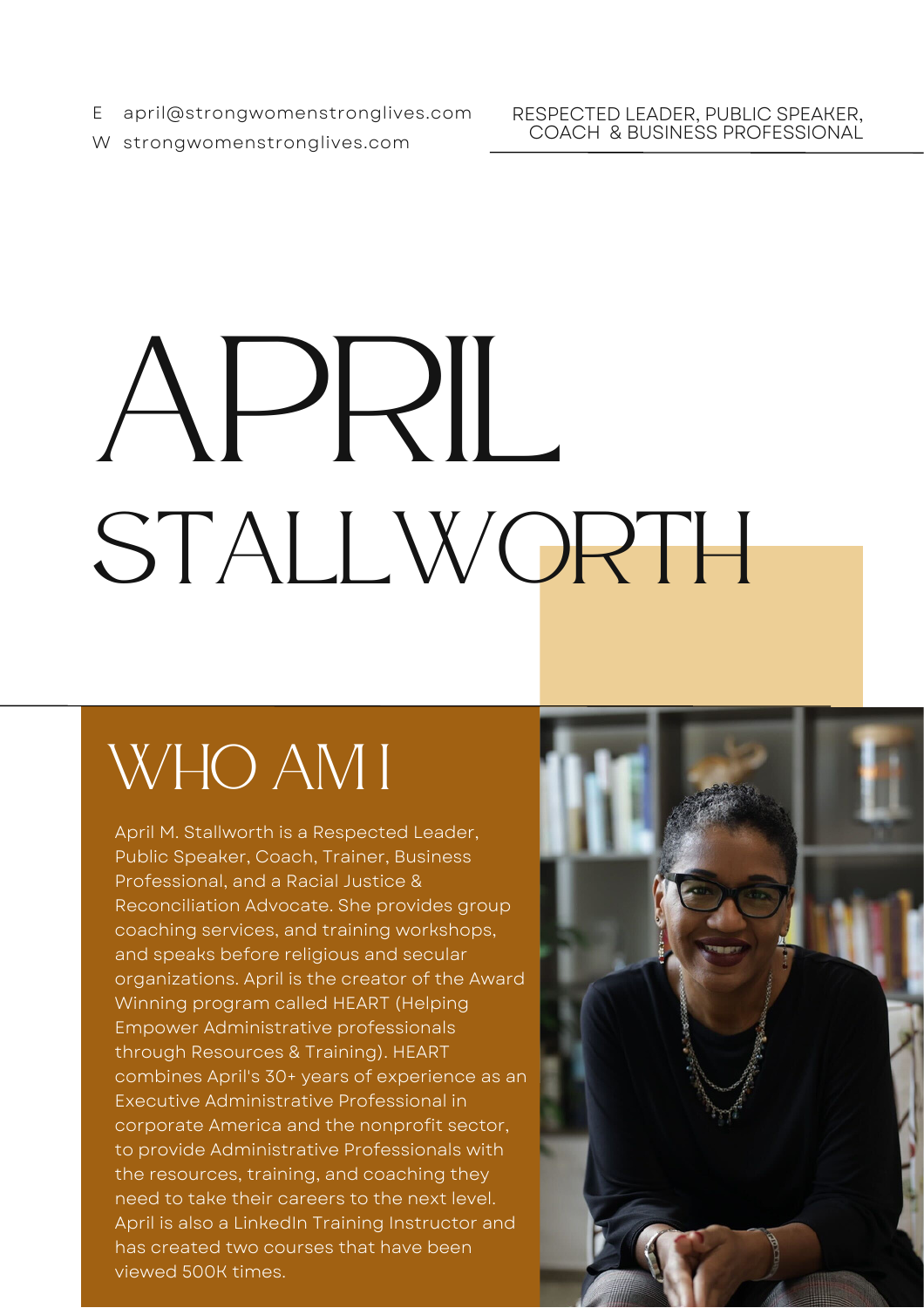E april@strongwomenstronglives.com
W strongwomenstronglives.com

RESPECTED LEADER, PUBLIC SPEAKER, COACH & BUSINESS PROFESSIONAL

# APRIL STALLWORTH

## WHO AM I

April M. Stallworth is a Respected Leader, Public Speaker, Coach, Trainer, Business Professional, and a Racial Justice & Reconciliation Advocate. She provides group coaching services, and training workshops, and speaks before religious and secular organizations. April is the creator of the Award Winning program called HEART (Helping Empower Administrative professionals through Resources & Training). HEART combines April's 30+ years of experience as an Executive Administrative Professional in corporate America and the nonprofit sector, to provide Administrative Professionals with the resources, training, and coaching they need to take their careers to the next level. April is also a LinkedIn Training Instructor and has created two courses that have been viewed 500K times.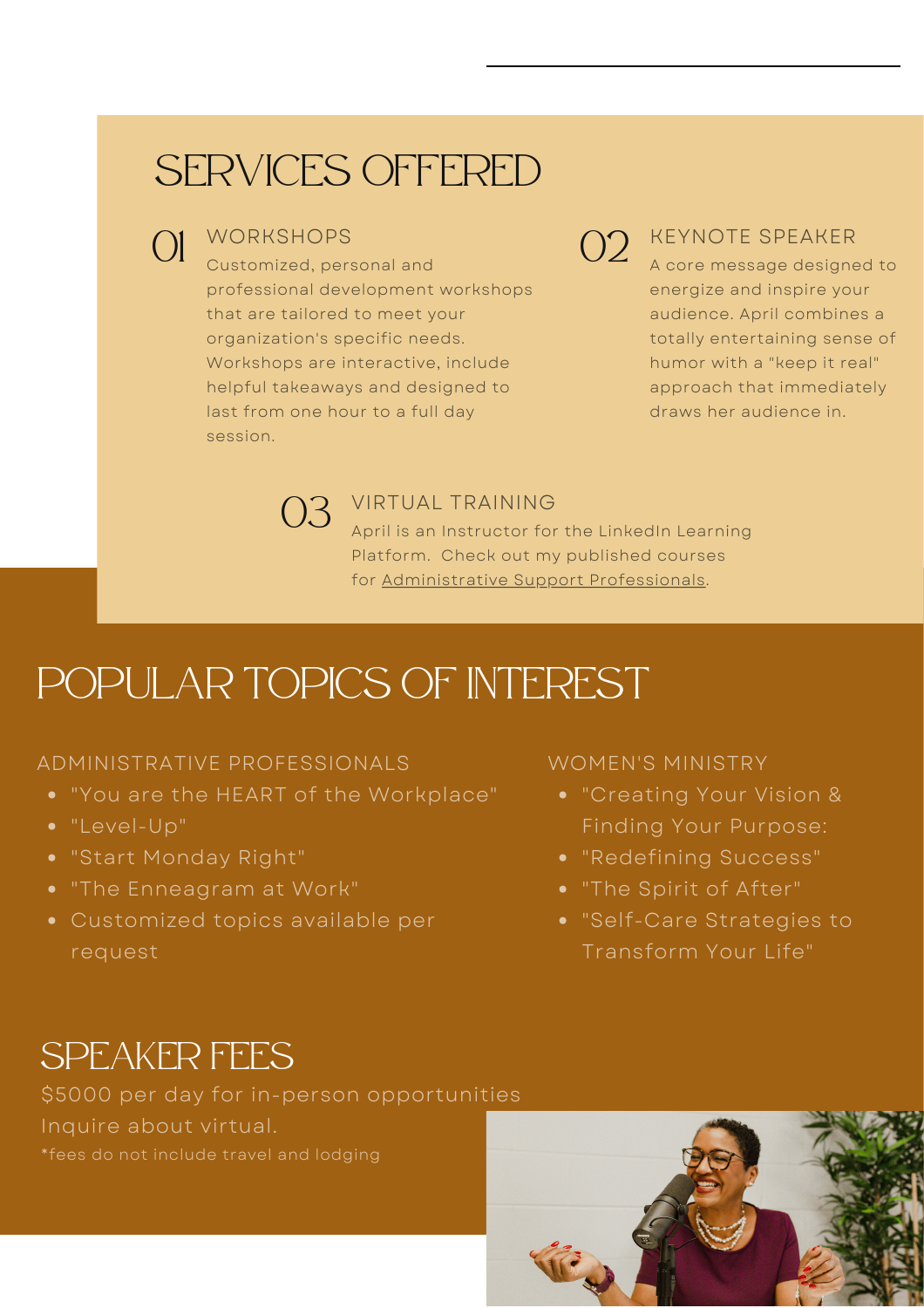# SERVICES OFFERED

## 01 WORKSHOPS

Customized, personal and professional development workshops that are tailored to meet your organization's specific needs. Workshops are interactive, include helpful takeaways and designed to last from one hour to a full day session.

## 02 KEYNOTE SPEAKER

A core message designed to energize and inspire your audience. April combines a totally entertaining sense of humor with a "keep it real" approach that immediately draws her audience in.

## 03 VIRTUAL TRAINING

April is an Instructor for the LinkedIn Learning Platform. Check out my published courses for Administrative Support Professionals.

# POPULAR TOPICS OF INTEREST

### ADMINISTRATIVE PROFESSIONALS

- "You are the HEART of the Workplace"
- "Level-Up"
- "Start Monday Right"
- "The Enneagram at Work"
- Customized topics available per request

### WOMEN'S MINISTRY

- "Creating Your Vision & Finding Your Purpose:
- "Redefining Success"
- "The Spirit of After"
- "Self-Care Strategies to Transform Your Life"

# SPEAKER FEES

$5000 per day for in-person opportunities
Inquire about virtual.
*fees do not include travel and lodging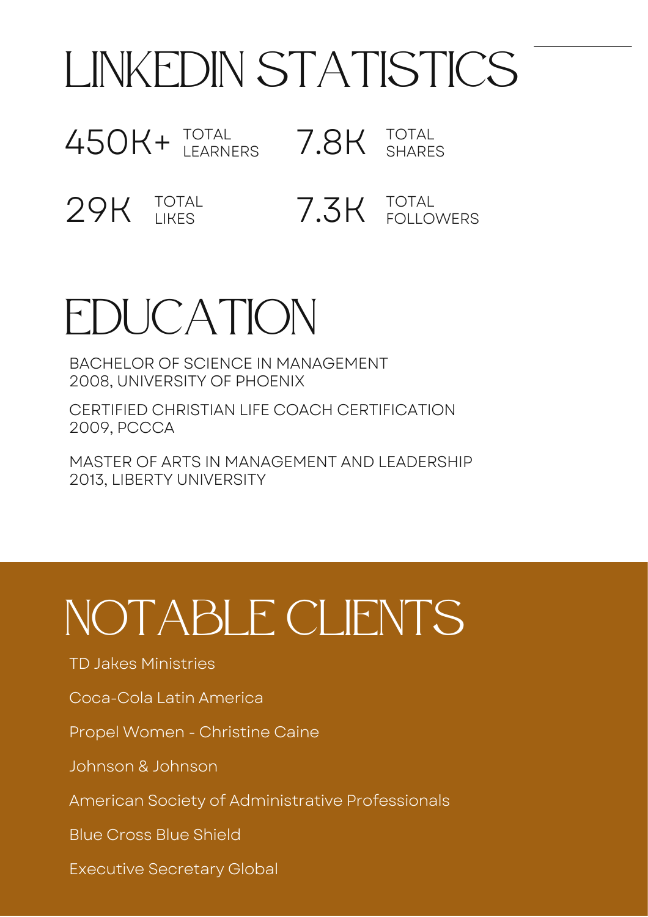# LINKEDIN STATISTICS

450K+ TOTAL LEARNERS

7.8K TOTAL SHARES

29K TOTAL LIKES

7.3K TOTAL FOLLOWERS

# EDUCATION

BACHELOR OF SCIENCE IN MANAGEMENT
2008, UNIVERSITY OF PHOENIX

CERTIFIED CHRISTIAN LIFE COACH CERTIFICATION
2009, PCCCA

MASTER OF ARTS IN MANAGEMENT AND LEADERSHIP
2013, LIBERTY UNIVERSITY

# NOTABLE CLIENTS

TD Jakes Ministries

Coca-Cola Latin America

Propel Women - Christine Caine

Johnson & Johnson

American Society of Administrative Professionals

Blue Cross Blue Shield

Executive Secretary Global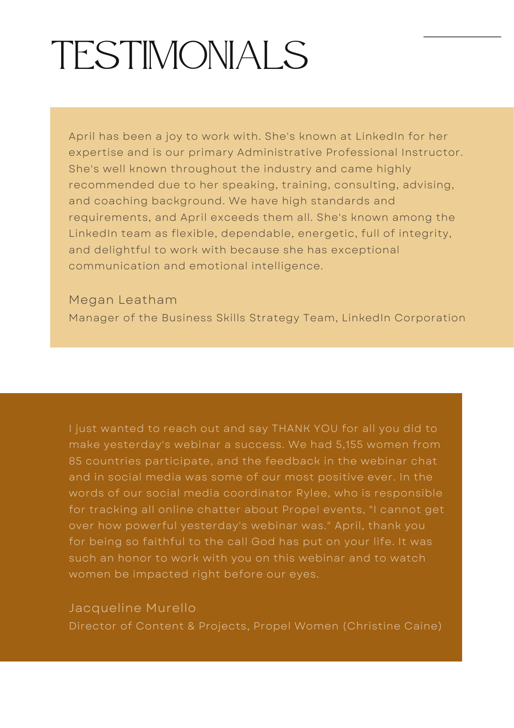# TESTIMONIALS

April has been a joy to work with. She's known at LinkedIn for her expertise and is our primary Administrative Professional Instructor. She's well known throughout the industry and came highly recommended due to her speaking, training, consulting, advising, and coaching background. We have high standards and requirements, and April exceeds them all. She's known among the LinkedIn team as flexible, dependable, energetic, full of integrity, and delightful to work with because she has exceptional communication and emotional intelligence.

Megan Leatham

Manager of the Business Skills Strategy Team, LinkedIn Corporation

I just wanted to reach out and say THANK YOU for all you did to make yesterday's webinar a success. We had 5,155 women from 85 countries participate, and the feedback in the webinar chat and in social media was some of our most positive ever. In the words of our social media coordinator Rylee, who is responsible for tracking all online chatter about Propel events, "I cannot get over how powerful yesterday's webinar was." April, thank you for being so faithful to the call God has put on your life. It was such an honor to work with you on this webinar and to watch women be impacted right before our eyes.

Jacqueline Murello

Director of Content & Projects, Propel Women (Christine Caine)